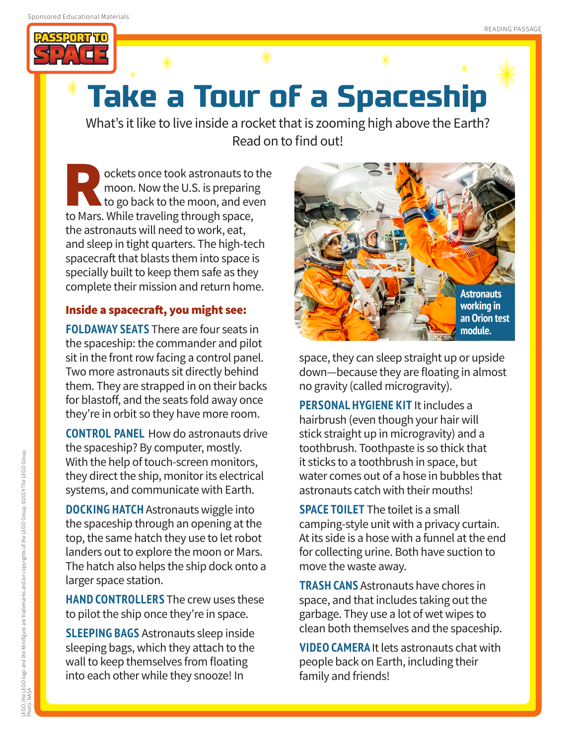Sponsored Educational Materials

READING PASSAGE

PASSPORT TO SPACE

# Take a Tour of a Spaceship

What's it like to live inside a rocket that is zooming high above the Earth? Read on to find out!

Rockets once took astronauts to the moon. Now the U.S. is preparing to go back to the moon, and even to Mars. While traveling through space, the astronauts will need to work, eat, and sleep in tight quarters. The high-tech spacecraft that blasts them into space is specially built to keep them safe as they complete their mission and return home.

### Inside a spacecraft, you might see:

**FOLDAWAY SEATS** There are four seats in the spaceship: the commander and pilot sit in the front row facing a control panel. Two more astronauts sit directly behind them. They are strapped in on their backs for blastoff, and the seats fold away once they're in orbit so they have more room.

**CONTROL PANEL** How do astronauts drive the spaceship? By computer, mostly. With the help of touch-screen monitors, they direct the ship, monitor its electrical systems, and communicate with Earth.

**DOCKING HATCH** Astronauts wiggle into the spaceship through an opening at the top, the same hatch they use to let robot landers out to explore the moon or Mars. The hatch also helps the ship dock onto a larger space station.

**HAND CONTROLLERS** The crew uses these to pilot the ship once they're in space.

**SLEEPING BAGS** Astronauts sleep inside sleeping bags, which they attach to the wall to keep themselves from floating into each other while they snooze! In space, they can sleep straight up or upside down—because they are floating in almost no gravity (called microgravity).

Astronauts working in an Orion test module.

**PERSONAL HYGIENE KIT** It includes a hairbrush (even though your hair will stick straight up in microgravity) and a toothbrush. Toothpaste is so thick that it sticks to a toothbrush in space, but water comes out of a hose in bubbles that astronauts catch with their mouths!

**SPACE TOILET** The toilet is a small camping-style unit with a privacy curtain. At its side is a hose with a funnel at the end for collecting urine. Both have suction to move the waste away.

**TRASH CANS** Astronauts have chores in space, and that includes taking out the garbage. They use a lot of wet wipes to clean both themselves and the spaceship.

**VIDEO CAMERA** It lets astronauts chat with people back on Earth, including their family and friends!

LEGO, the LEGO logo and the Minifigure are trademarks and/or copyrights of the LEGO Group. ©2019 The LEGO Group. Photo: NASA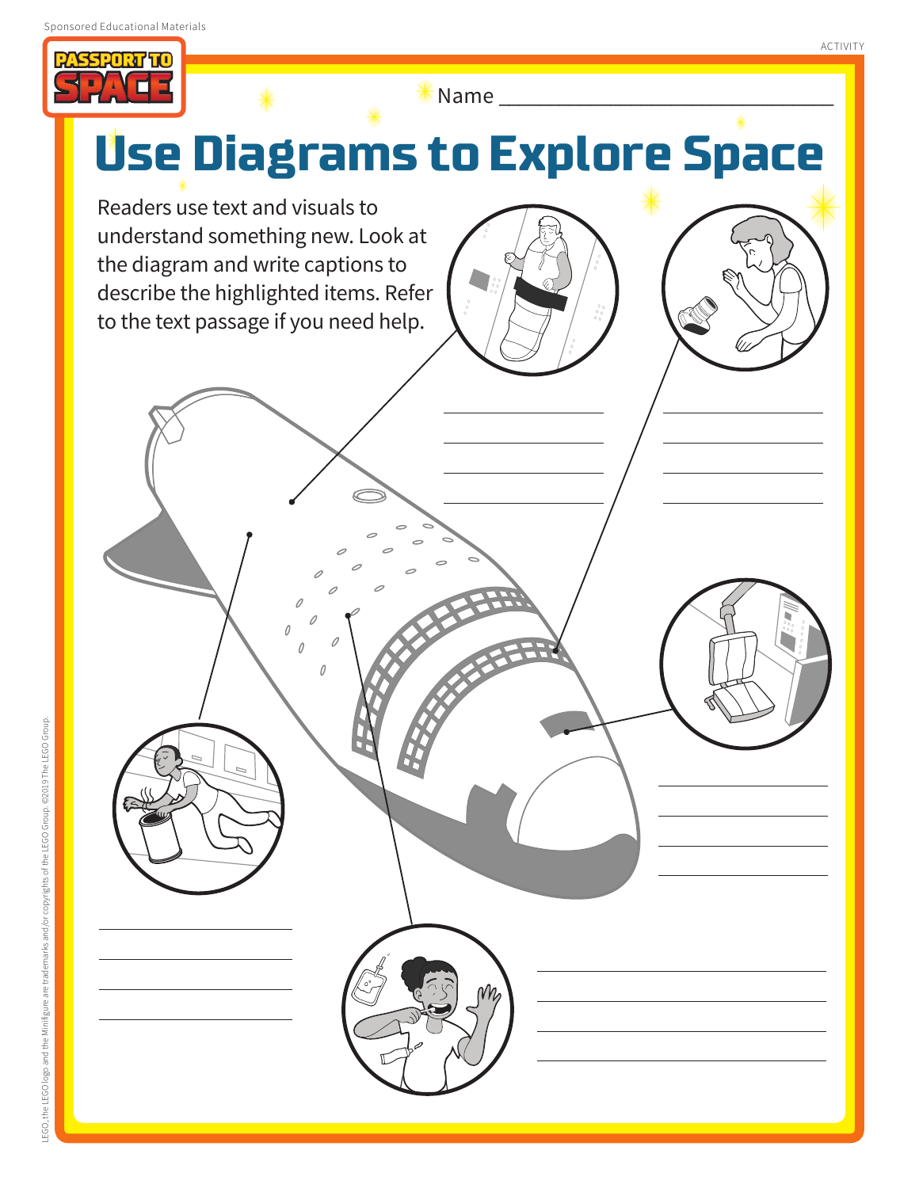Sponsored Educational Materials

ACTIVITY

PASSPORT TO SPACE

Name ________________________________

# Use Diagrams to Explore Space

Readers use text and visuals to understand something new. Look at the diagram and write captions to describe the highlighted items. Refer to the text passage if you need help.

LEGO, the LEGO logo and the Minifigure are trademarks and/or copyrights of the LEGO Group. ©2019 The LEGO Group.